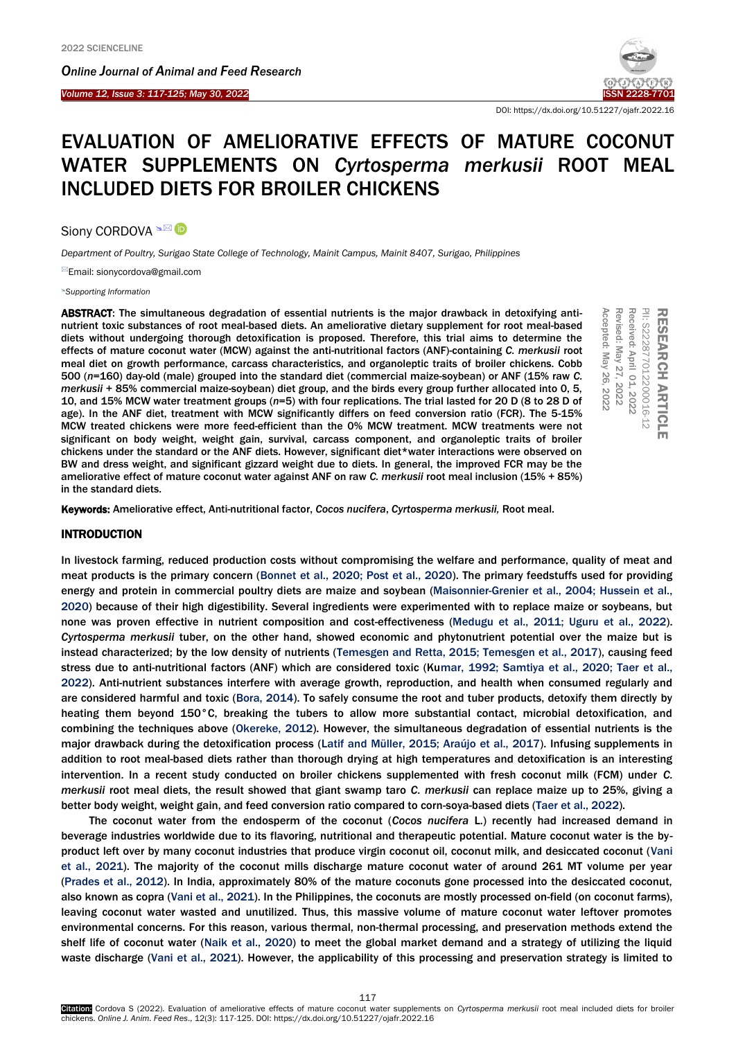# EVALUATION OF AMELIORATIVE EFFECTS OF MATURE COCONUT WATER SUPPLEMENTS ON *Cyrtosperma merkusii* ROOT MEAL INCLUDED DIETS FOR BROILER CHICKENS

Siony CORDOVA

*Department of Poultry, Surigao State College of Technology, Mainit Campus, Mainit 8407, Surigao, Philippines*

Email: sionycordova@gmail.com

*Supporting Information*

**RESEARCH ARTICLE**
PII: S222877012200016-12
Received: April 01, 2022
Revised: May 27, 2022
Accepted: May 26, 2022

**ABSTRACT**: The simultaneous degradation of essential nutrients is the major drawback in detoxifying anti-nutrient toxic substances of root meal-based diets. An ameliorative dietary supplement for root meal-based diets without undergoing thorough detoxification is proposed. Therefore, this trial aims to determine the effects of mature coconut water (MCW) against the anti-nutritional factors (ANF)-containing *C. merkusii* root meal diet on growth performance, carcass characteristics, and organoleptic traits of broiler chickens. Cobb 500 (*n*=160) day-old (male) grouped into the standard diet (commercial maize-soybean) or ANF (15% raw *C. merkusii* + 85% commercial maize-soybean) diet group, and the birds every group further allocated into 0, 5, 10, and 15% MCW water treatment groups (*n*=5) with four replications. The trial lasted for 20 D (8 to 28 D of age). In the ANF diet, treatment with MCW significantly differs on feed conversion ratio (FCR). The 5-15% MCW treated chickens were more feed-efficient than the 0% MCW treatment. MCW treatments were not significant on body weight, weight gain, survival, carcass component, and organoleptic traits of broiler chickens under the standard or the ANF diets. However, significant diet*water interactions were observed on BW and dress weight, and significant gizzard weight due to diets. In general, the improved FCR may be the ameliorative effect of mature coconut water against ANF on raw *C. merkusii* root meal inclusion (15% + 85%) in the standard diets.

**Keywords:** Ameliorative effect, Anti-nutritional factor, *Cocos nucifera*, *Cyrtosperma merkusii,* Root meal.

## INTRODUCTION

In livestock farming, reduced production costs without compromising the welfare and performance, quality of meat and meat products is the primary concern (Bonnet et al., 2020; Post et al., 2020). The primary feedstuffs used for providing energy and protein in commercial poultry diets are maize and soybean (Maisonnier-Grenier et al., 2004; Hussein et al., 2020) because of their high digestibility. Several ingredients were experimented with to replace maize or soybeans, but none was proven effective in nutrient composition and cost-effectiveness (Medugu et al., 2011; Uguru et al., 2022). *Cyrtosperma merkusii* tuber, on the other hand, showed economic and phytonutrient potential over the maize but is instead characterized; by the low density of nutrients (Temesgen and Retta, 2015; Temesgen et al., 2017), causing feed stress due to anti-nutritional factors (ANF) which are considered toxic (Kumar, 1992; Samtiya et al., 2020; Taer et al., 2022). Anti-nutrient substances interfere with average growth, reproduction, and health when consumed regularly and are considered harmful and toxic (Bora, 2014). To safely consume the root and tuber products, detoxify them directly by heating them beyond 150°C, breaking the tubers to allow more substantial contact, microbial detoxification, and combining the techniques above (Okereke, 2012). However, the simultaneous degradation of essential nutrients is the major drawback during the detoxification process (Latif and Müller, 2015; Araújo et al., 2017). Infusing supplements in addition to root meal-based diets rather than thorough drying at high temperatures and detoxification is an interesting intervention. In a recent study conducted on broiler chickens supplemented with fresh coconut milk (FCM) under *C. merkusii* root meal diets, the result showed that giant swamp taro *C. merkusii* can replace maize up to 25%, giving a better body weight, weight gain, and feed conversion ratio compared to corn-soya-based diets (Taer et al., 2022).

The coconut water from the endosperm of the coconut (*Cocos nucifera* L.) recently had increased demand in beverage industries worldwide due to its flavoring, nutritional and therapeutic potential. Mature coconut water is the by-product left over by many coconut industries that produce virgin coconut oil, coconut milk, and desiccated coconut (Vani et al., 2021). The majority of the coconut mills discharge mature coconut water of around 261 MT volume per year (Prades et al., 2012). In India, approximately 80% of the mature coconuts gone processed into the desiccated coconut, also known as copra (Vani et al., 2021). In the Philippines, the coconuts are mostly processed on-field (on coconut farms), leaving coconut water wasted and unutilized. Thus, this massive volume of mature coconut water leftover promotes environmental concerns. For this reason, various thermal, non-thermal processing, and preservation methods extend the shelf life of coconut water (Naik et al., 2020) to meet the global market demand and a strategy of utilizing the liquid waste discharge (Vani et al., 2021). However, the applicability of this processing and preservation strategy is limited to

**Citation:** Cordova S (2022). Evaluation of ameliorative effects of mature coconut water supplements on *Cyrtosperma merkusii* root meal included diets for broiler chickens. *Online J. Anim. Feed Res.*, 12(3): 117-125. DOI: https://dx.doi.org/10.51227/ojafr.2022.16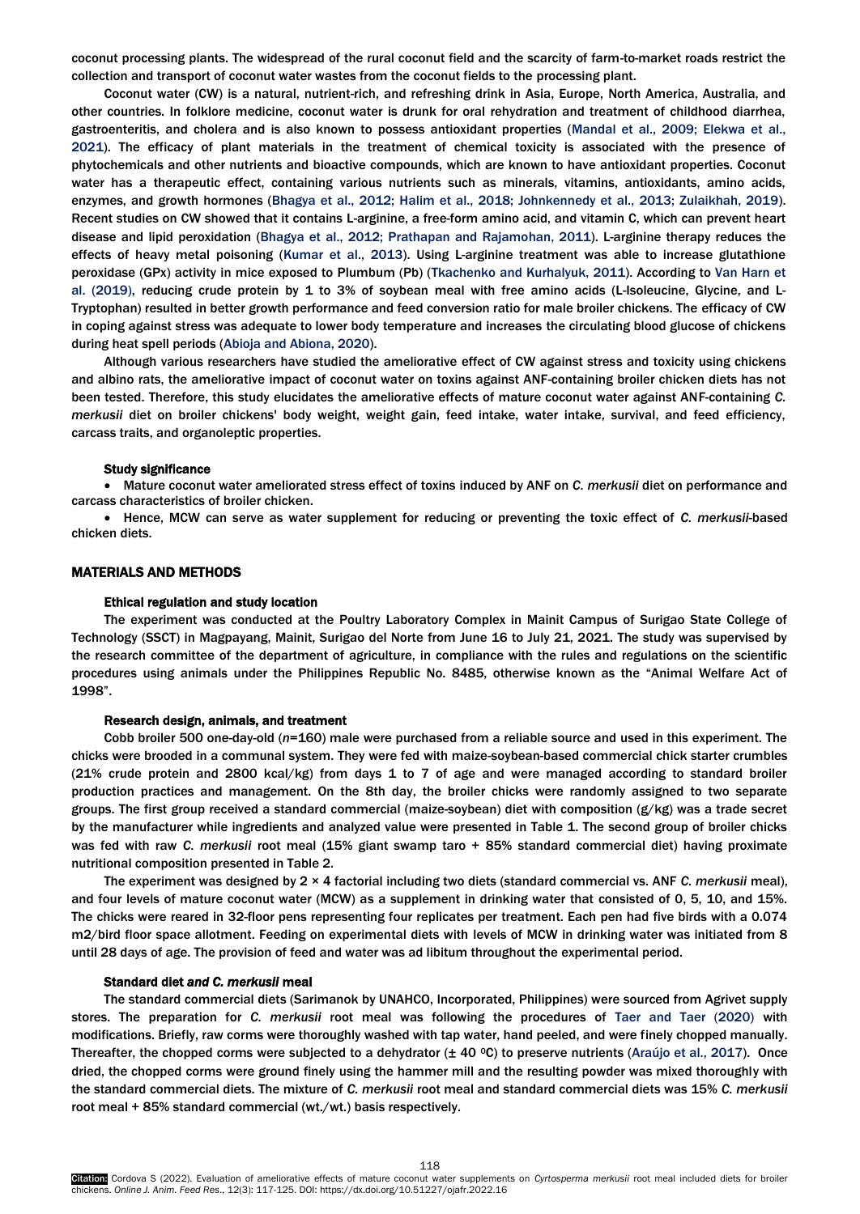coconut processing plants. The widespread of the rural coconut field and the scarcity of farm-to-market roads restrict the collection and transport of coconut water wastes from the coconut fields to the processing plant.

Coconut water (CW) is a natural, nutrient-rich, and refreshing drink in Asia, Europe, North America, Australia, and other countries. In folklore medicine, coconut water is drunk for oral rehydration and treatment of childhood diarrhea, gastroenteritis, and cholera and is also known to possess antioxidant properties (Mandal et al., 2009; Elekwa et al., 2021). The efficacy of plant materials in the treatment of chemical toxicity is associated with the presence of phytochemicals and other nutrients and bioactive compounds, which are known to have antioxidant properties. Coconut water has a therapeutic effect, containing various nutrients such as minerals, vitamins, antioxidants, amino acids, enzymes, and growth hormones (Bhagya et al., 2012; Halim et al., 2018; Johnkennedy et al., 2013; Zulaikhah, 2019). Recent studies on CW showed that it contains L-arginine, a free-form amino acid, and vitamin C, which can prevent heart disease and lipid peroxidation (Bhagya et al., 2012; Prathapan and Rajamohan, 2011). L-arginine therapy reduces the effects of heavy metal poisoning (Kumar et al., 2013). Using L-arginine treatment was able to increase glutathione peroxidase (GPx) activity in mice exposed to Plumbum (Pb) (Tkachenko and Kurhalyuk, 2011). According to Van Harn et al. (2019), reducing crude protein by 1 to 3% of soybean meal with free amino acids (L-Isoleucine, Glycine, and L-Tryptophan) resulted in better growth performance and feed conversion ratio for male broiler chickens. The efficacy of CW in coping against stress was adequate to lower body temperature and increases the circulating blood glucose of chickens during heat spell periods (Abioja and Abiona, 2020).

Although various researchers have studied the ameliorative effect of CW against stress and toxicity using chickens and albino rats, the ameliorative impact of coconut water on toxins against ANF-containing broiler chicken diets has not been tested. Therefore, this study elucidates the ameliorative effects of mature coconut water against ANF-containing *C. merkusii* diet on broiler chickens' body weight, weight gain, feed intake, water intake, survival, and feed efficiency, carcass traits, and organoleptic properties.

### Study significance

- Mature coconut water ameliorated stress effect of toxins induced by ANF on *C. merkusii* diet on performance and carcass characteristics of broiler chicken.
- Hence, MCW can serve as water supplement for reducing or preventing the toxic effect of *C. merkusii*-based chicken diets.

## MATERIALS AND METHODS

### Ethical regulation and study location

The experiment was conducted at the Poultry Laboratory Complex in Mainit Campus of Surigao State College of Technology (SSCT) in Magpayang, Mainit, Surigao del Norte from June 16 to July 21, 2021. The study was supervised by the research committee of the department of agriculture, in compliance with the rules and regulations on the scientific procedures using animals under the Philippines Republic No. 8485, otherwise known as the "Animal Welfare Act of 1998".

### Research design, animals, and treatment

Cobb broiler 500 one-day-old (*n*=160) male were purchased from a reliable source and used in this experiment. The chicks were brooded in a communal system. They were fed with maize-soybean-based commercial chick starter crumbles (21% crude protein and 2800 kcal/kg) from days 1 to 7 of age and were managed according to standard broiler production practices and management. On the 8th day, the broiler chicks were randomly assigned to two separate groups. The first group received a standard commercial (maize-soybean) diet with composition (g/kg) was a trade secret by the manufacturer while ingredients and analyzed value were presented in Table 1. The second group of broiler chicks was fed with raw *C. merkusii* root meal (15% giant swamp taro + 85% standard commercial diet) having proximate nutritional composition presented in Table 2.

The experiment was designed by 2 × 4 factorial including two diets (standard commercial vs. ANF *C. merkusii* meal), and four levels of mature coconut water (MCW) as a supplement in drinking water that consisted of 0, 5, 10, and 15%. The chicks were reared in 32-floor pens representing four replicates per treatment. Each pen had five birds with a 0.074 m2/bird floor space allotment. Feeding on experimental diets with levels of MCW in drinking water was initiated from 8 until 28 days of age. The provision of feed and water was ad libitum throughout the experimental period.

### Standard diet *and C. merkusii* meal

The standard commercial diets (Sarimanok by UNAHCO, Incorporated, Philippines) were sourced from Agrivet supply stores. The preparation for *C. merkusii* root meal was following the procedures of Taer and Taer (2020) with modifications. Briefly, raw corms were thoroughly washed with tap water, hand peeled, and were finely chopped manually. Thereafter, the chopped corms were subjected to a dehydrator (± 40 $^{0}$C) to preserve nutrients (Araújo et al., 2017). Once dried, the chopped corms were ground finely using the hammer mill and the resulting powder was mixed thoroughly with the standard commercial diets. The mixture of *C. merkusii* root meal and standard commercial diets was 15% *C. merkusii* root meal + 85% standard commercial (wt./wt.) basis respectively.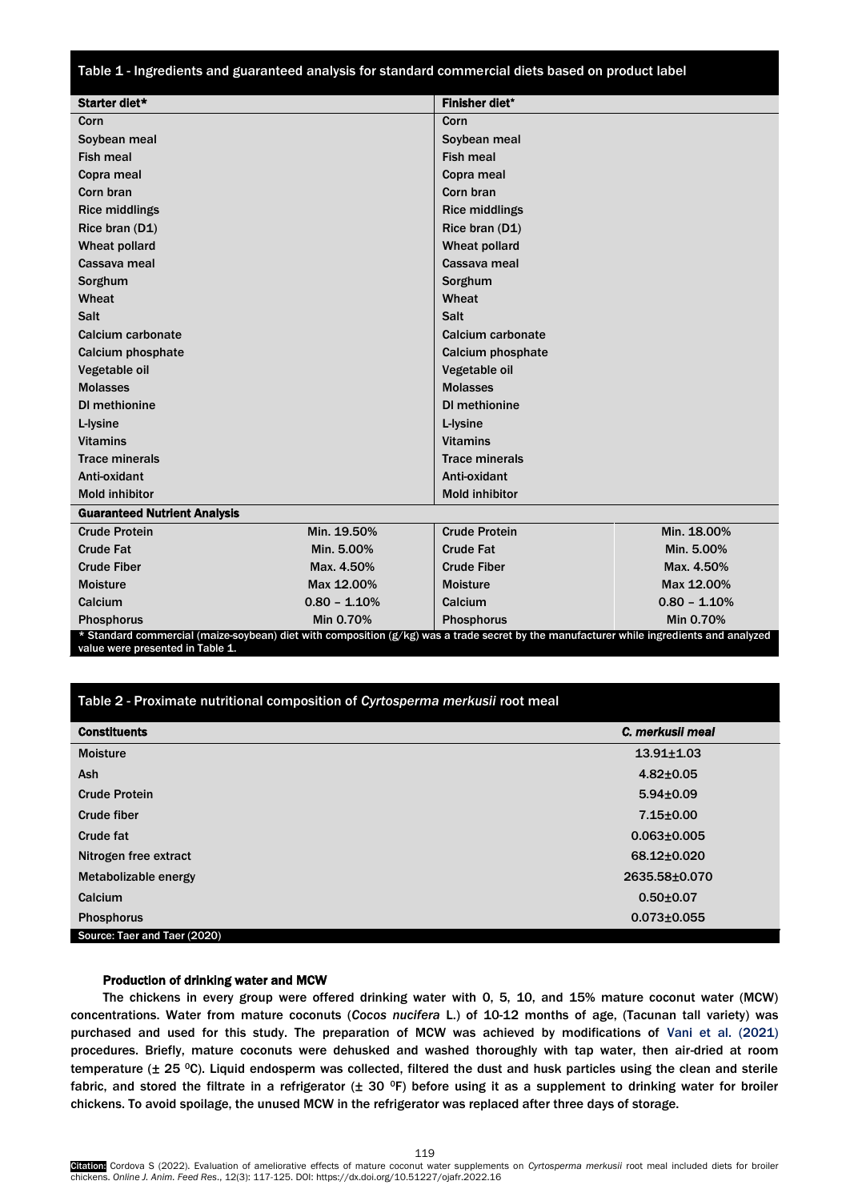Table 1 - Ingredients and guaranteed analysis for standard commercial diets based on product label

| Starter diet* | | Finisher diet* | |
|---|---|---|---|
| Corn | | Corn | |
| Soybean meal | | Soybean meal | |
| Fish meal | | Fish meal | |
| Copra meal | | Copra meal | |
| Corn bran | | Corn bran | |
| Rice middlings | | Rice middlings | |
| Rice bran (D1) | | Rice bran (D1) | |
| Wheat pollard | | Wheat pollard | |
| Cassava meal | | Cassava meal | |
| Sorghum | | Sorghum | |
| Wheat | | Wheat | |
| Salt | | Salt | |
| Calcium carbonate | | Calcium carbonate | |
| Calcium phosphate | | Calcium phosphate | |
| Vegetable oil | | Vegetable oil | |
| Molasses | | Molasses | |
| Dl methionine | | Dl methionine | |
| L-lysine | | L-lysine | |
| Vitamins | | Vitamins | |
| Trace minerals | | Trace minerals | |
| Anti-oxidant | | Anti-oxidant | |
| Mold inhibitor | | Mold inhibitor | |
| **Guaranteed Nutrient Analysis** | | | |
| Crude Protein | Min. 19.50% | Crude Protein | Min. 18.00% |
| Crude Fat | Min. 5.00% | Crude Fat | Min. 5.00% |
| Crude Fiber | Max. 4.50% | Crude Fiber | Max. 4.50% |
| Moisture | Max 12.00% | Moisture | Max 12.00% |
| Calcium | 0.80 – 1.10% | Calcium | 0.80 – 1.10% |
| Phosphorus | Min 0.70% | Phosphorus | Min 0.70% |

* Standard commercial (maize-soybean) diet with composition (g/kg) was a trade secret by the manufacturer while ingredients and analyzed value were presented in Table 1.

Table 2 - Proximate nutritional composition of *Cyrtosperma merkusii* root meal

| Constituents | *C. merkusii meal* |
|---|---|
| Moisture | 13.91±1.03 |
| Ash | 4.82±0.05 |
| Crude Protein | 5.94±0.09 |
| Crude fiber | 7.15±0.00 |
| Crude fat | 0.063±0.005 |
| Nitrogen free extract | 68.12±0.020 |
| Metabolizable energy | 2635.58±0.070 |
| Calcium | 0.50±0.07 |
| Phosphorus | 0.073±0.055 |

Source: Taer and Taer (2020)

#### Production of drinking water and MCW

The chickens in every group were offered drinking water with 0, 5, 10, and 15% mature coconut water (MCW) concentrations. Water from mature coconuts (*Cocos nucifera* L.) of 10-12 months of age, (Tacunan tall variety) was purchased and used for this study. The preparation of MCW was achieved by modifications of Vani et al. (2021) procedures. Briefly, mature coconuts were dehusked and washed thoroughly with tap water, then air-dried at room temperature (± 25 $^{0}$C). Liquid endosperm was collected, filtered the dust and husk particles using the clean and sterile fabric, and stored the filtrate in a refrigerator (± 30 $^{0}$F) before using it as a supplement to drinking water for broiler chickens. To avoid spoilage, the unused MCW in the refrigerator was replaced after three days of storage.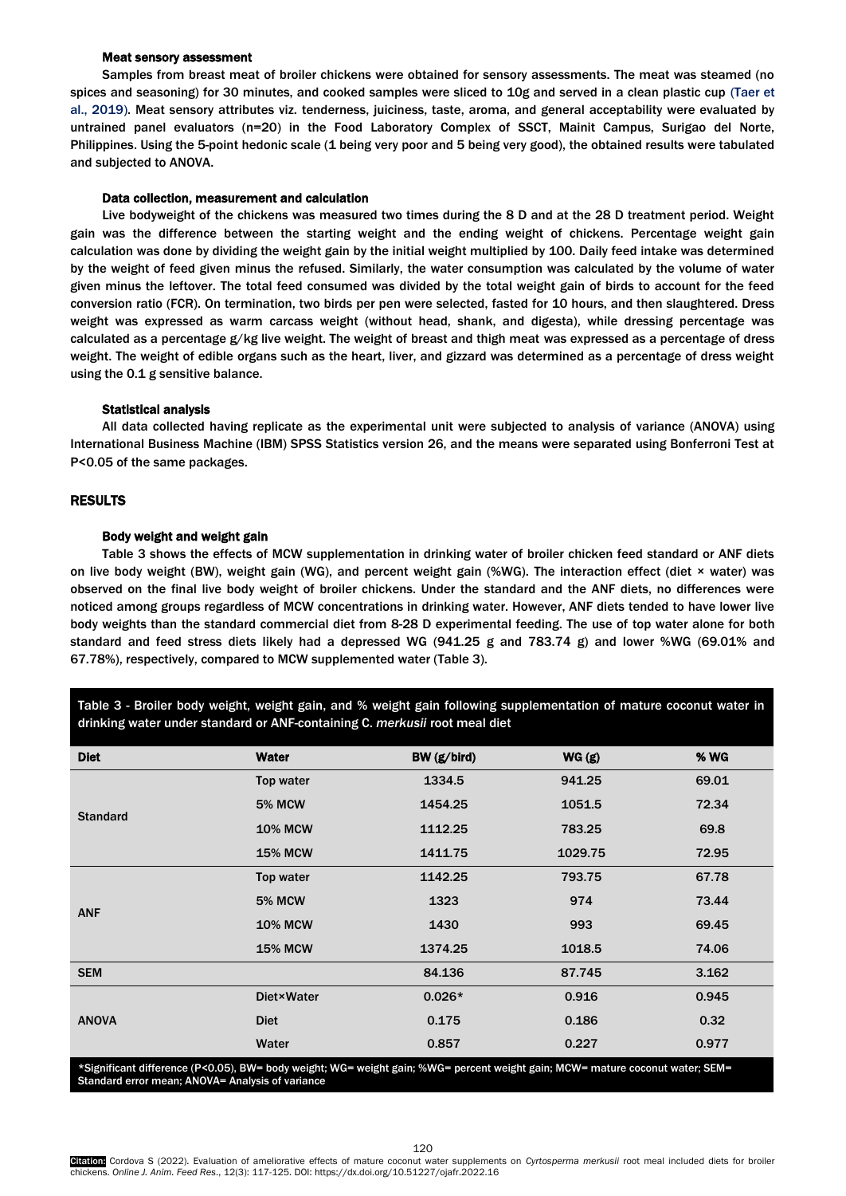### Meat sensory assessment

Samples from breast meat of broiler chickens were obtained for sensory assessments. The meat was steamed (no spices and seasoning) for 30 minutes, and cooked samples were sliced to 10g and served in a clean plastic cup (Taer et al., 2019). Meat sensory attributes viz. tenderness, juiciness, taste, aroma, and general acceptability were evaluated by untrained panel evaluators (n=20) in the Food Laboratory Complex of SSCT, Mainit Campus, Surigao del Norte, Philippines. Using the 5-point hedonic scale (1 being very poor and 5 being very good), the obtained results were tabulated and subjected to ANOVA.

### Data collection, measurement and calculation

Live bodyweight of the chickens was measured two times during the 8 D and at the 28 D treatment period. Weight gain was the difference between the starting weight and the ending weight of chickens. Percentage weight gain calculation was done by dividing the weight gain by the initial weight multiplied by 100. Daily feed intake was determined by the weight of feed given minus the refused. Similarly, the water consumption was calculated by the volume of water given minus the leftover. The total feed consumed was divided by the total weight gain of birds to account for the feed conversion ratio (FCR). On termination, two birds per pen were selected, fasted for 10 hours, and then slaughtered. Dress weight was expressed as warm carcass weight (without head, shank, and digesta), while dressing percentage was calculated as a percentage g/kg live weight. The weight of breast and thigh meat was expressed as a percentage of dress weight. The weight of edible organs such as the heart, liver, and gizzard was determined as a percentage of dress weight using the 0.1 g sensitive balance.

### Statistical analysis

All data collected having replicate as the experimental unit were subjected to analysis of variance (ANOVA) using International Business Machine (IBM) SPSS Statistics version 26, and the means were separated using Bonferroni Test at P<0.05 of the same packages.

## RESULTS

### Body weight and weight gain

Table 3 shows the effects of MCW supplementation in drinking water of broiler chicken feed standard or ANF diets on live body weight (BW), weight gain (WG), and percent weight gain (%WG). The interaction effect (diet × water) was observed on the final live body weight of broiler chickens. Under the standard and the ANF diets, no differences were noticed among groups regardless of MCW concentrations in drinking water. However, ANF diets tended to have lower live body weights than the standard commercial diet from 8-28 D experimental feeding. The use of top water alone for both standard and feed stress diets likely had a depressed WG (941.25 g and 783.74 g) and lower %WG (69.01% and 67.78%), respectively, compared to MCW supplemented water (Table 3).

Table 3 - Broiler body weight, weight gain, and % weight gain following supplementation of mature coconut water in drinking water under standard or ANF-containing *C. merkusii* root meal diet

| Diet | Water | BW (g/bird) | WG (g) | % WG |
|---|---|---|---|---|
| Standard | Top water | 1334.5 | 941.25 | 69.01 |
| | 5% MCW | 1454.25 | 1051.5 | 72.34 |
| | 10% MCW | 1112.25 | 783.25 | 69.8 |
| | 15% MCW | 1411.75 | 1029.75 | 72.95 |
| ANF | Top water | 1142.25 | 793.75 | 67.78 |
| | 5% MCW | 1323 | 974 | 73.44 |
| | 10% MCW | 1430 | 993 | 69.45 |
| | 15% MCW | 1374.25 | 1018.5 | 74.06 |
| SEM | | 84.136 | 87.745 | 3.162 |
| ANOVA | Diet×Water | 0.026* | 0.916 | 0.945 |
| | Diet | 0.175 | 0.186 | 0.32 |
| | Water | 0.857 | 0.227 | 0.977 |

*Significant difference (P<0.05), BW= body weight; WG= weight gain; %WG= percent weight gain; MCW= mature coconut water; SEM= Standard error mean; ANOVA= Analysis of variance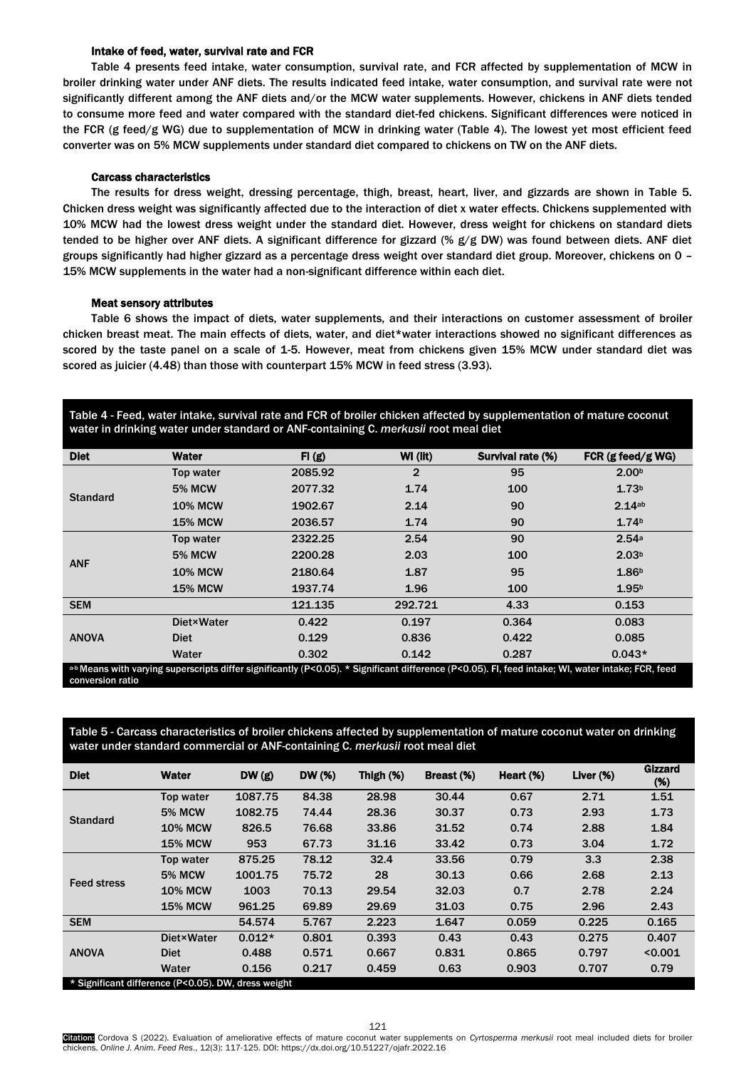### Intake of feed, water, survival rate and FCR

Table 4 presents feed intake, water consumption, survival rate, and FCR affected by supplementation of MCW in broiler drinking water under ANF diets. The results indicated feed intake, water consumption, and survival rate were not significantly different among the ANF diets and/or the MCW water supplements. However, chickens in ANF diets tended to consume more feed and water compared with the standard diet-fed chickens. Significant differences were noticed in the FCR (g feed/g WG) due to supplementation of MCW in drinking water (Table 4). The lowest yet most efficient feed converter was on 5% MCW supplements under standard diet compared to chickens on TW on the ANF diets.

### Carcass characteristics

The results for dress weight, dressing percentage, thigh, breast, heart, liver, and gizzards are shown in Table 5. Chicken dress weight was significantly affected due to the interaction of diet x water effects. Chickens supplemented with 10% MCW had the lowest dress weight under the standard diet. However, dress weight for chickens on standard diets tended to be higher over ANF diets. A significant difference for gizzard (% g/g DW) was found between diets. ANF diet groups significantly had higher gizzard as a percentage dress weight over standard diet group. Moreover, chickens on 0 – 15% MCW supplements in the water had a non-significant difference within each diet.

### Meat sensory attributes

Table 6 shows the impact of diets, water supplements, and their interactions on customer assessment of broiler chicken breast meat. The main effects of diets, water, and diet*water interactions showed no significant differences as scored by the taste panel on a scale of 1-5. However, meat from chickens given 15% MCW under standard diet was scored as juicier (4.48) than those with counterpart 15% MCW in feed stress (3.93).

Table 4 - Feed, water intake, survival rate and FCR of broiler chicken affected by supplementation of mature coconut water in drinking water under standard or ANF-containing *C. merkusii* root meal diet

| Diet | Water | FI (g) | WI (lit) | Survival rate (%) | FCR (g feed/g WG) |
|---|---|---|---|---|---|
| Standard | Top water | 2085.92 | 2 | 95 | 2.00[b] |
| | 5% MCW | 2077.32 | 1.74 | 100 | 1.73[b] |
| | 10% MCW | 1902.67 | 2.14 | 90 | 2.14[ab] |
| | 15% MCW | 2036.57 | 1.74 | 90 | 1.74[b] |
| ANF | Top water | 2322.25 | 2.54 | 90 | 2.54[a] |
| | 5% MCW | 2200.28 | 2.03 | 100 | 2.03[b] |
| | 10% MCW | 2180.64 | 1.87 | 95 | 1.86[b] |
| | 15% MCW | 1937.74 | 1.96 | 100 | 1.95[b] |
| SEM | | 121.135 | 292.721 | 4.33 | 0.153 |
| ANOVA | Diet×Water | 0.422 | 0.197 | 0.364 | 0.083 |
| | Diet | 0.129 | 0.836 | 0.422 | 0.085 |
| | Water | 0.302 | 0.142 | 0.287 | 0.043* |

[a-b] Means with varying superscripts differ significantly (P<0.05). * Significant difference (P<0.05). FI, feed intake; WI, water intake; FCR, feed conversion ratio

Table 5 - Carcass characteristics of broiler chickens affected by supplementation of mature coconut water on drinking water under standard commercial or ANF-containing *C. merkusii* root meal diet

| Diet | Water | DW (g) | DW (%) | Thigh (%) | Breast (%) | Heart (%) | Liver (%) | Gizzard (%) |
|---|---|---|---|---|---|---|---|---|
| Standard | Top water | 1087.75 | 84.38 | 28.98 | 30.44 | 0.67 | 2.71 | 1.51 |
| | 5% MCW | 1082.75 | 74.44 | 28.36 | 30.37 | 0.73 | 2.93 | 1.73 |
| | 10% MCW | 826.5 | 76.68 | 33.86 | 31.52 | 0.74 | 2.88 | 1.84 |
| | 15% MCW | 953 | 67.73 | 31.16 | 33.42 | 0.73 | 3.04 | 1.72 |
| Feed stress | Top water | 875.25 | 78.12 | 32.4 | 33.56 | 0.79 | 3.3 | 2.38 |
| | 5% MCW | 1001.75 | 75.72 | 28 | 30.13 | 0.66 | 2.68 | 2.13 |
| | 10% MCW | 1003 | 70.13 | 29.54 | 32.03 | 0.7 | 2.78 | 2.24 |
| | 15% MCW | 961.25 | 69.89 | 29.69 | 31.03 | 0.75 | 2.96 | 2.43 |
| SEM | | 54.574 | 5.767 | 2.223 | 1.647 | 0.059 | 0.225 | 0.165 |
| ANOVA | Diet×Water | 0.012* | 0.801 | 0.393 | 0.43 | 0.43 | 0.275 | 0.407 |
| | Diet | 0.488 | 0.571 | 0.667 | 0.831 | 0.865 | 0.797 | <0.001 |
| | Water | 0.156 | 0.217 | 0.459 | 0.63 | 0.903 | 0.707 | 0.79 |

* Significant difference (P<0.05). DW, dress weight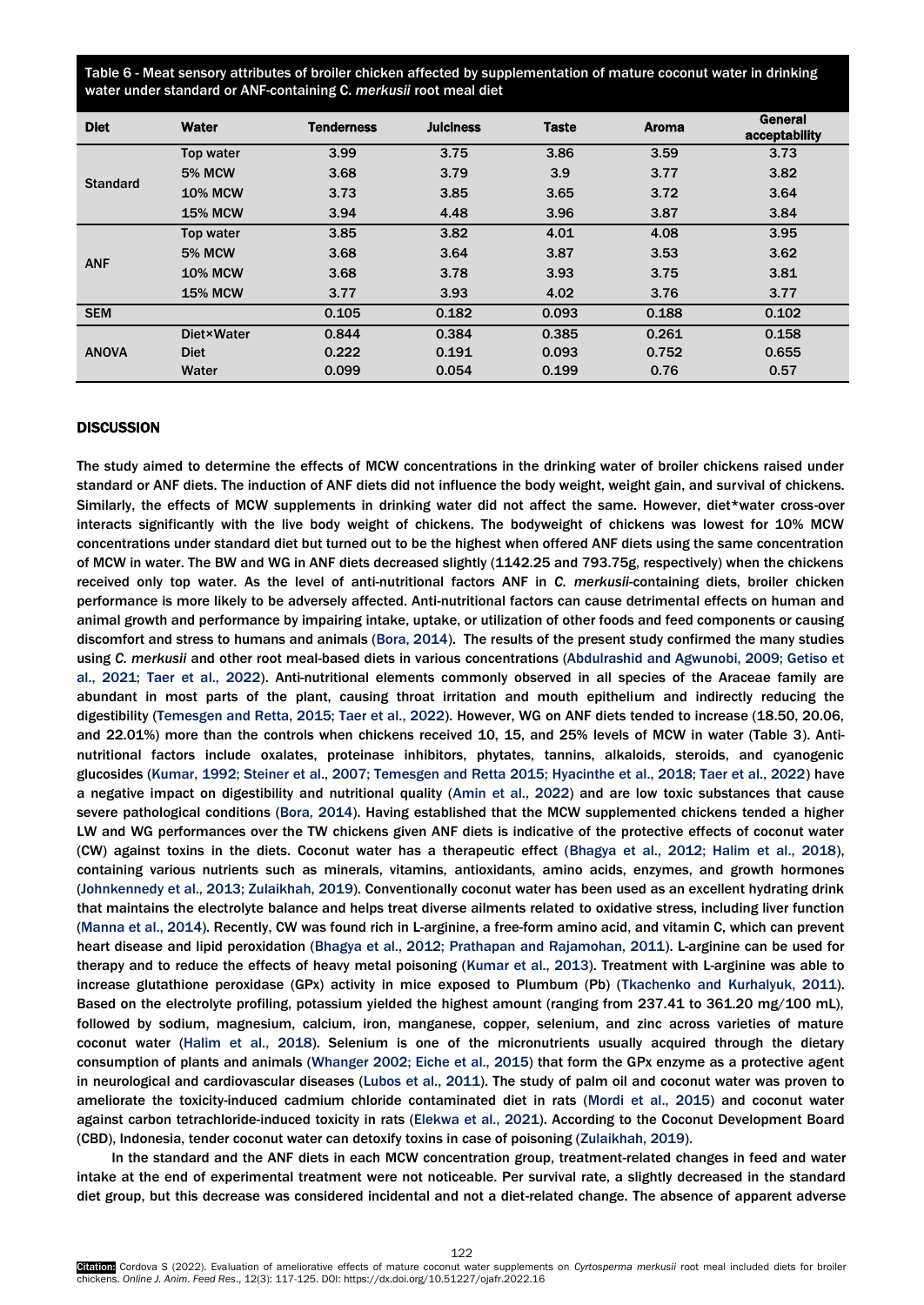Table 6 - Meat sensory attributes of broiler chicken affected by supplementation of mature coconut water in drinking water under standard or ANF-containing *C. merkusii* root meal diet

| Diet | Water | Tenderness | Juiciness | Taste | Aroma | General acceptability |
|---|---|---|---|---|---|---|
| Standard | Top water | 3.99 | 3.75 | 3.86 | 3.59 | 3.73 |
| | 5% MCW | 3.68 | 3.79 | 3.9 | 3.77 | 3.82 |
| | 10% MCW | 3.73 | 3.85 | 3.65 | 3.72 | 3.64 |
| | 15% MCW | 3.94 | 4.48 | 3.96 | 3.87 | 3.84 |
| ANF | Top water | 3.85 | 3.82 | 4.01 | 4.08 | 3.95 |
| | 5% MCW | 3.68 | 3.64 | 3.87 | 3.53 | 3.62 |
| | 10% MCW | 3.68 | 3.78 | 3.93 | 3.75 | 3.81 |
| | 15% MCW | 3.77 | 3.93 | 4.02 | 3.76 | 3.77 |
| SEM | | 0.105 | 0.182 | 0.093 | 0.188 | 0.102 |
| ANOVA | Diet×Water | 0.844 | 0.384 | 0.385 | 0.261 | 0.158 |
| | Diet | 0.222 | 0.191 | 0.093 | 0.752 | 0.655 |
| | Water | 0.099 | 0.054 | 0.199 | 0.76 | 0.57 |

## DISCUSSION

The study aimed to determine the effects of MCW concentrations in the drinking water of broiler chickens raised under standard or ANF diets. The induction of ANF diets did not influence the body weight, weight gain, and survival of chickens. Similarly, the effects of MCW supplements in drinking water did not affect the same. However, diet*water cross-over interacts significantly with the live body weight of chickens. The bodyweight of chickens was lowest for 10% MCW concentrations under standard diet but turned out to be the highest when offered ANF diets using the same concentration of MCW in water. The BW and WG in ANF diets decreased slightly (1142.25 and 793.75g, respectively) when the chickens received only top water. As the level of anti-nutritional factors ANF in *C. merkusii*-containing diets, broiler chicken performance is more likely to be adversely affected. Anti-nutritional factors can cause detrimental effects on human and animal growth and performance by impairing intake, uptake, or utilization of other foods and feed components or causing discomfort and stress to humans and animals (Bora, 2014). The results of the present study confirmed the many studies using *C. merkusii* and other root meal-based diets in various concentrations (Abdulrashid and Agwunobi, 2009; Getiso et al., 2021; Taer et al., 2022). Anti-nutritional elements commonly observed in all species of the Araceae family are abundant in most parts of the plant, causing throat irritation and mouth epithelium and indirectly reducing the digestibility (Temesgen and Retta, 2015; Taer et al., 2022). However, WG on ANF diets tended to increase (18.50, 20.06, and 22.01%) more than the controls when chickens received 10, 15, and 25% levels of MCW in water (Table 3). Anti-nutritional factors include oxalates, proteinase inhibitors, phytates, tannins, alkaloids, steroids, and cyanogenic glucosides (Kumar, 1992; Steiner et al., 2007; Temesgen and Retta 2015; Hyacinthe et al., 2018; Taer et al., 2022) have a negative impact on digestibility and nutritional quality (Amin et al., 2022) and are low toxic substances that cause severe pathological conditions (Bora, 2014). Having established that the MCW supplemented chickens tended a higher LW and WG performances over the TW chickens given ANF diets is indicative of the protective effects of coconut water (CW) against toxins in the diets. Coconut water has a therapeutic effect (Bhagya et al., 2012; Halim et al., 2018), containing various nutrients such as minerals, vitamins, antioxidants, amino acids, enzymes, and growth hormones (Johnkennedy et al., 2013; Zulaikhah, 2019). Conventionally coconut water has been used as an excellent hydrating drink that maintains the electrolyte balance and helps treat diverse ailments related to oxidative stress, including liver function (Manna et al., 2014). Recently, CW was found rich in L-arginine, a free-form amino acid, and vitamin C, which can prevent heart disease and lipid peroxidation (Bhagya et al., 2012; Prathapan and Rajamohan, 2011). L-arginine can be used for therapy and to reduce the effects of heavy metal poisoning (Kumar et al., 2013). Treatment with L-arginine was able to increase glutathione peroxidase (GPx) activity in mice exposed to Plumbum (Pb) (Tkachenko and Kurhalyuk, 2011). Based on the electrolyte profiling, potassium yielded the highest amount (ranging from 237.41 to 361.20 mg/100 mL), followed by sodium, magnesium, calcium, iron, manganese, copper, selenium, and zinc across varieties of mature coconut water (Halim et al., 2018). Selenium is one of the micronutrients usually acquired through the dietary consumption of plants and animals (Whanger 2002; Eiche et al., 2015) that form the GPx enzyme as a protective agent in neurological and cardiovascular diseases (Lubos et al., 2011). The study of palm oil and coconut water was proven to ameliorate the toxicity-induced cadmium chloride contaminated diet in rats (Mordi et al., 2015) and coconut water against carbon tetrachloride-induced toxicity in rats (Elekwa et al., 2021). According to the Coconut Development Board (CBD), Indonesia, tender coconut water can detoxify toxins in case of poisoning (Zulaikhah, 2019).

In the standard and the ANF diets in each MCW concentration group, treatment-related changes in feed and water intake at the end of experimental treatment were not noticeable. Per survival rate, a slightly decreased in the standard diet group, but this decrease was considered incidental and not a diet-related change. The absence of apparent adverse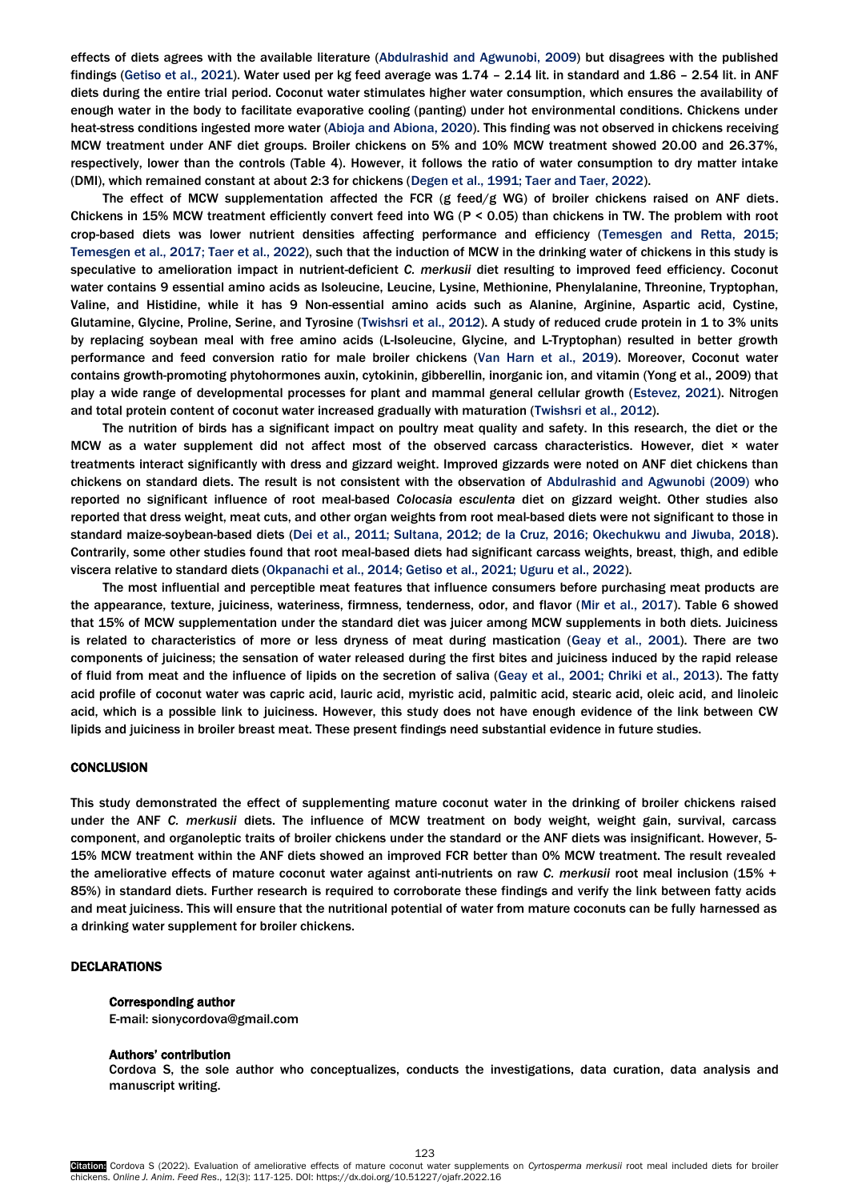effects of diets agrees with the available literature (Abdulrashid and Agwunobi, 2009) but disagrees with the published findings (Getiso et al., 2021). Water used per kg feed average was 1.74 – 2.14 lit. in standard and 1.86 – 2.54 lit. in ANF diets during the entire trial period. Coconut water stimulates higher water consumption, which ensures the availability of enough water in the body to facilitate evaporative cooling (panting) under hot environmental conditions. Chickens under heat-stress conditions ingested more water (Abioja and Abiona, 2020). This finding was not observed in chickens receiving MCW treatment under ANF diet groups. Broiler chickens on 5% and 10% MCW treatment showed 20.00 and 26.37%, respectively, lower than the controls (Table 4). However, it follows the ratio of water consumption to dry matter intake (DMI), which remained constant at about 2:3 for chickens (Degen et al., 1991; Taer and Taer, 2022).

The effect of MCW supplementation affected the FCR (g feed/g WG) of broiler chickens raised on ANF diets. Chickens in 15% MCW treatment efficiently convert feed into WG ($P < 0.05$) than chickens in TW. The problem with root crop-based diets was lower nutrient densities affecting performance and efficiency (Temesgen and Retta, 2015; Temesgen et al., 2017; Taer et al., 2022), such that the induction of MCW in the drinking water of chickens in this study is speculative to amelioration impact in nutrient-deficient *C. merkusii* diet resulting to improved feed efficiency. Coconut water contains 9 essential amino acids as Isoleucine, Leucine, Lysine, Methionine, Phenylalanine, Threonine, Tryptophan, Valine, and Histidine, while it has 9 Non-essential amino acids such as Alanine, Arginine, Aspartic acid, Cystine, Glutamine, Glycine, Proline, Serine, and Tyrosine (Twishsri et al., 2012). A study of reduced crude protein in 1 to 3% units by replacing soybean meal with free amino acids (L-Isoleucine, Glycine, and L-Tryptophan) resulted in better growth performance and feed conversion ratio for male broiler chickens (Van Harn et al., 2019). Moreover, Coconut water contains growth-promoting phytohormones auxin, cytokinin, gibberellin, inorganic ion, and vitamin (Yong et al., 2009) that play a wide range of developmental processes for plant and mammal general cellular growth (Estevez, 2021). Nitrogen and total protein content of coconut water increased gradually with maturation (Twishsri et al., 2012).

The nutrition of birds has a significant impact on poultry meat quality and safety. In this research, the diet or the MCW as a water supplement did not affect most of the observed carcass characteristics. However, diet × water treatments interact significantly with dress and gizzard weight. Improved gizzards were noted on ANF diet chickens than chickens on standard diets. The result is not consistent with the observation of Abdulrashid and Agwunobi (2009) who reported no significant influence of root meal-based *Colocasia esculenta* diet on gizzard weight. Other studies also reported that dress weight, meat cuts, and other organ weights from root meal-based diets were not significant to those in standard maize-soybean-based diets (Dei et al., 2011; Sultana, 2012; de la Cruz, 2016; Okechukwu and Jiwuba, 2018). Contrarily, some other studies found that root meal-based diets had significant carcass weights, breast, thigh, and edible viscera relative to standard diets (Okpanachi et al., 2014; Getiso et al., 2021; Uguru et al., 2022).

The most influential and perceptible meat features that influence consumers before purchasing meat products are the appearance, texture, juiciness, wateriness, firmness, tenderness, odor, and flavor (Mir et al., 2017). Table 6 showed that 15% of MCW supplementation under the standard diet was juicer among MCW supplements in both diets. Juiciness is related to characteristics of more or less dryness of meat during mastication (Geay et al., 2001). There are two components of juiciness; the sensation of water released during the first bites and juiciness induced by the rapid release of fluid from meat and the influence of lipids on the secretion of saliva (Geay et al., 2001; Chriki et al., 2013). The fatty acid profile of coconut water was capric acid, lauric acid, myristic acid, palmitic acid, stearic acid, oleic acid, and linoleic acid, which is a possible link to juiciness. However, this study does not have enough evidence of the link between CW lipids and juiciness in broiler breast meat. These present findings need substantial evidence in future studies.

## CONCLUSION

This study demonstrated the effect of supplementing mature coconut water in the drinking of broiler chickens raised under the ANF *C. merkusii* diets. The influence of MCW treatment on body weight, weight gain, survival, carcass component, and organoleptic traits of broiler chickens under the standard or the ANF diets was insignificant. However, 5-15% MCW treatment within the ANF diets showed an improved FCR better than 0% MCW treatment. The result revealed the ameliorative effects of mature coconut water against anti-nutrients on raw *C. merkusii* root meal inclusion (15% + 85%) in standard diets. Further research is required to corroborate these findings and verify the link between fatty acids and meat juiciness. This will ensure that the nutritional potential of water from mature coconuts can be fully harnessed as a drinking water supplement for broiler chickens.

## DECLARATIONS

### Corresponding author

E-mail: sionycordova@gmail.com

### Authors' contribution

Cordova S, the sole author who conceptualizes, conducts the investigations, data curation, data analysis and manuscript writing.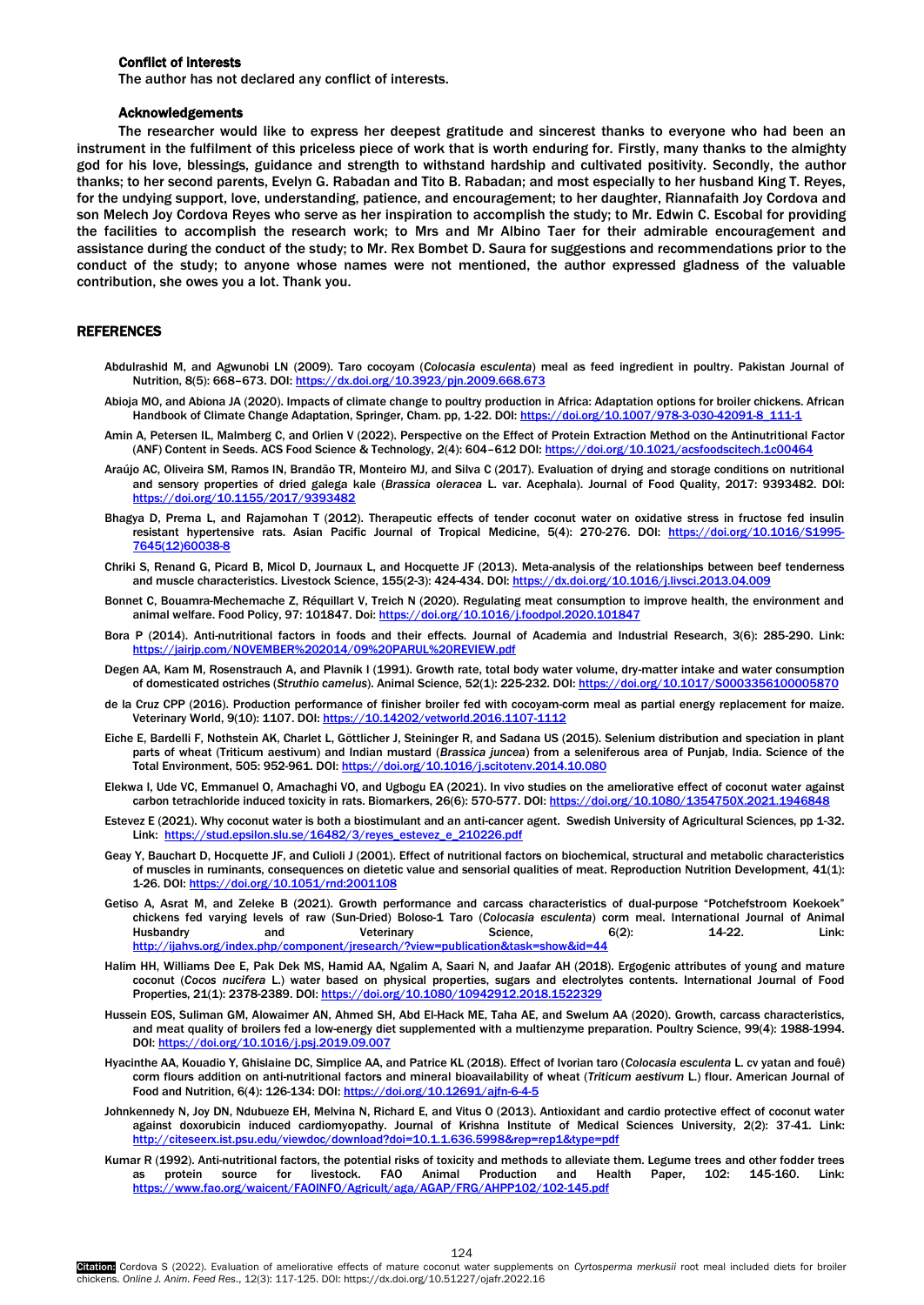### Conflict of interests

The author has not declared any conflict of interests.

### Acknowledgements

The researcher would like to express her deepest gratitude and sincerest thanks to everyone who had been an instrument in the fulfilment of this priceless piece of work that is worth enduring for. Firstly, many thanks to the almighty god for his love, blessings, guidance and strength to withstand hardship and cultivated positivity. Secondly, the author thanks; to her second parents, Evelyn G. Rabadan and Tito B. Rabadan; and most especially to her husband King T. Reyes, for the undying support, love, understanding, patience, and encouragement; to her daughter, Riannafaith Joy Cordova and son Melech Joy Cordova Reyes who serve as her inspiration to accomplish the study; to Mr. Edwin C. Escobal for providing the facilities to accomplish the research work; to Mrs and Mr Albino Taer for their admirable encouragement and assistance during the conduct of the study; to Mr. Rex Bombet D. Saura for suggestions and recommendations prior to the conduct of the study; to anyone whose names were not mentioned, the author expressed gladness of the valuable contribution, she owes you a lot. Thank you.

## REFERENCES

Abdulrashid M, and Agwunobi LN (2009). Taro cocoyam (*Colocasia esculenta*) meal as feed ingredient in poultry. Pakistan Journal of Nutrition, 8(5): 668–673. DOI: https://dx.doi.org/10.3923/pjn.2009.668.673

Abioja MO, and Abiona JA (2020). Impacts of climate change to poultry production in Africa: Adaptation options for broiler chickens. African Handbook of Climate Change Adaptation, Springer, Cham. pp, 1-22. DOI: https://doi.org/10.1007/978-3-030-42091-8_111-1

Amin A, Petersen IL, Malmberg C, and Orlien V (2022). Perspective on the Effect of Protein Extraction Method on the Antinutritional Factor (ANF) Content in Seeds. ACS Food Science & Technology, 2(4): 604–612 DOI: https://doi.org/10.1021/acsfoodscitech.1c00464

Araújo AC, Oliveira SM, Ramos IN, Brandão TR, Monteiro MJ, and Silva C (2017). Evaluation of drying and storage conditions on nutritional and sensory properties of dried galega kale (*Brassica oleracea* L. var. Acephala). Journal of Food Quality, 2017: 9393482. DOI: https://doi.org/10.1155/2017/9393482

Bhagya D, Prema L, and Rajamohan T (2012). Therapeutic effects of tender coconut water on oxidative stress in fructose fed insulin resistant hypertensive rats. Asian Pacific Journal of Tropical Medicine, 5(4): 270-276. DOI: https://doi.org/10.1016/S1995-7645(12)60038-8

Chriki S, Renand G, Picard B, Micol D, Journaux L, and Hocquette JF (2013). Meta-analysis of the relationships between beef tenderness and muscle characteristics. Livestock Science, 155(2-3): 424-434. DOI: https://dx.doi.org/10.1016/j.livsci.2013.04.009

Bonnet C, Bouamra-Mechemache Z, Réquillart V, Treich N (2020). Regulating meat consumption to improve health, the environment and animal welfare. Food Policy, 97: 101847. Doi: https://doi.org/10.1016/j.foodpol.2020.101847

Bora P (2014). Anti-nutritional factors in foods and their effects. Journal of Academia and Industrial Research, 3(6): 285-290. Link: https://jairjp.com/NOVEMBER%202014/09%20PARUL%20REVIEW.pdf

Degen AA, Kam M, Rosenstrauch A, and Plavnik I (1991). Growth rate, total body water volume, dry-matter intake and water consumption of domesticated ostriches (*Struthio camelus*). Animal Science, 52(1): 225-232. DOI: https://doi.org/10.1017/S0003356100005870

de la Cruz CPP (2016). Production performance of finisher broiler fed with cocoyam-corm meal as partial energy replacement for maize. Veterinary World, 9(10): 1107. DOI: https://10.14202/vetworld.2016.1107-1112

Eiche E, Bardelli F, Nothstein AK, Charlet L, Göttlicher J, Steininger R, and Sadana US (2015). Selenium distribution and speciation in plant parts of wheat (Triticum aestivum) and Indian mustard (*Brassica juncea*) from a seleniferous area of Punjab, India. Science of the Total Environment, 505: 952-961. DOI: https://doi.org/10.1016/j.scitotenv.2014.10.080

Elekwa I, Ude VC, Emmanuel O, Amachaghi VO, and Ugbogu EA (2021). In vivo studies on the ameliorative effect of coconut water against carbon tetrachloride induced toxicity in rats. Biomarkers, 26(6): 570-577. DOI: https://doi.org/10.1080/1354750X.2021.1946848

Estevez E (2021). Why coconut water is both a biostimulant and an anti-cancer agent. Swedish University of Agricultural Sciences, pp 1-32. Link: https://stud.epsilon.slu.se/16482/3/reyes_estevez_e_210226.pdf

Geay Y, Bauchart D, Hocquette JF, and Culioli J (2001). Effect of nutritional factors on biochemical, structural and metabolic characteristics of muscles in ruminants, consequences on dietetic value and sensorial qualities of meat. Reproduction Nutrition Development, 41(1): 1-26. DOI: https://doi.org/10.1051/rnd:2001108

Getiso A, Asrat M, and Zeleke B (2021). Growth performance and carcass characteristics of dual-purpose "Potchefstroom Koekoek" chickens fed varying levels of raw (Sun-Dried) Boloso-1 Taro (*Colocasia esculenta*) corm meal. International Journal of Animal Husbandry and Veterinary Science, 6(2): 14-22. Link: http://ijahvs.org/index.php/component/jresearch/?view=publication&task=show&id=44

Halim HH, Williams Dee E, Pak Dek MS, Hamid AA, Ngalim A, Saari N, and Jaafar AH (2018). Ergogenic attributes of young and mature coconut (*Cocos nucifera* L.) water based on physical properties, sugars and electrolytes contents. International Journal of Food Properties, 21(1): 2378-2389. DOI: https://doi.org/10.1080/10942912.2018.1522329

Hussein EOS, Suliman GM, Alowaimer AN, Ahmed SH, Abd El-Hack ME, Taha AE, and Swelum AA (2020). Growth, carcass characteristics, and meat quality of broilers fed a low-energy diet supplemented with a multienzyme preparation. Poultry Science, 99(4): 1988-1994. DOI: https://doi.org/10.1016/j.psj.2019.09.007

Hyacinthe AA, Kouadio Y, Ghislaine DC, Simplice AA, and Patrice KL (2018). Effect of Ivorian taro (*Colocasia esculenta* L. cv yatan and fouê) corm flours addition on anti-nutritional factors and mineral bioavailability of wheat (*Triticum aestivum* L.) flour. American Journal of Food and Nutrition, 6(4): 126-134: DOI: https://doi.org/10.12691/ajfn-6-4-5

Johnkennedy N, Joy DN, Ndubueze EH, Melvina N, Richard E, and Vitus O (2013). Antioxidant and cardio protective effect of coconut water against doxorubicin induced cardiomyopathy. Journal of Krishna Institute of Medical Sciences University, 2(2): 37-41. Link: http://citeseerx.ist.psu.edu/viewdoc/download?doi=10.1.1.636.5998&rep=rep1&type=pdf

Kumar R (1992). Anti-nutritional factors, the potential risks of toxicity and methods to alleviate them. Legume trees and other fodder trees as protein source for livestock. FAO Animal Production and Health Paper, 102: 145-160. Link: https://www.fao.org/waicent/FAOINFO/Agricult/aga/AGAP/FRG/AHPP102/102-145.pdf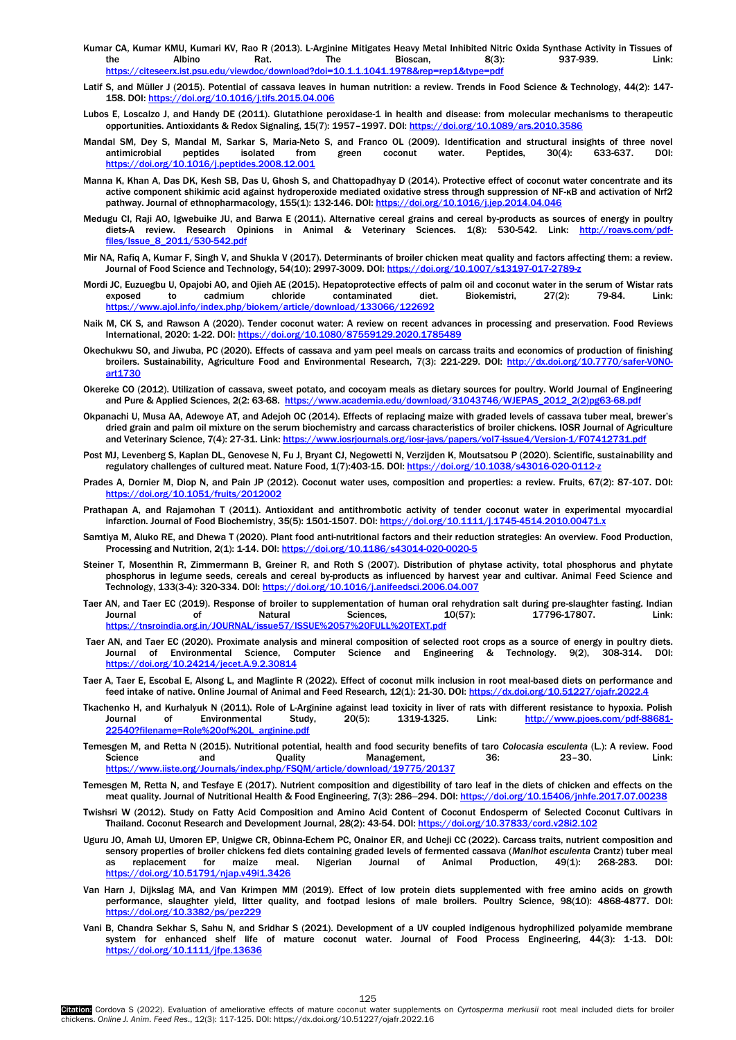Kumar CA, Kumar KMU, Kumari KV, Rao R (2013). L-Arginine Mitigates Heavy Metal Inhibited Nitric Oxida Synthase Activity in Tissues of the Albino Rat. The Bioscan, 8(3): 937-939. Link: https://citeseerx.ist.psu.edu/viewdoc/download?doi=10.1.1.1041.1978&rep=rep1&type=pdf

Latif S, and Müller J (2015). Potential of cassava leaves in human nutrition: a review. Trends in Food Science & Technology, 44(2): 147-158. DOI: https://doi.org/10.1016/j.tifs.2015.04.006

Lubos E, Loscalzo J, and Handy DE (2011). Glutathione peroxidase-1 in health and disease: from molecular mechanisms to therapeutic opportunities. Antioxidants & Redox Signaling, 15(7): 1957–1997. DOI: https://doi.org/10.1089/ars.2010.3586

Mandal SM, Dey S, Mandal M, Sarkar S, Maria-Neto S, and Franco OL (2009). Identification and structural insights of three novel antimicrobial peptides isolated from green coconut water. Peptides, 30(4): 633-637. DOI: https://doi.org/10.1016/j.peptides.2008.12.001

Manna K, Khan A, Das DK, Kesh SB, Das U, Ghosh S, and Chattopadhyay D (2014). Protective effect of coconut water concentrate and its active component shikimic acid against hydroperoxide mediated oxidative stress through suppression of NF-κB and activation of Nrf2 pathway. Journal of ethnopharmacology, 155(1): 132-146. DOI: https://doi.org/10.1016/j.jep.2014.04.046

Medugu CI, Raji AO, Igwebuike JU, and Barwa E (2011). Alternative cereal grains and cereal by-products as sources of energy in poultry diets-A review. Research Opinions in Animal & Veterinary Sciences. 1(8): 530-542. Link: http://roavs.com/pdf-files/Issue_8_2011/530-542.pdf

Mir NA, Rafiq A, Kumar F, Singh V, and Shukla V (2017). Determinants of broiler chicken meat quality and factors affecting them: a review. Journal of Food Science and Technology, 54(10): 2997-3009. DOI: https://doi.org/10.1007/s13197-017-2789-z

Mordi JC, Euzuegbu U, Opajobi AO, and Ojieh AE (2015). Hepatoprotective effects of palm oil and coconut water in the serum of Wistar rats exposed to cadmium chloride contaminated diet. Biokemistri, 27(2): 79-84. Link: https://www.ajol.info/index.php/biokem/article/download/133066/122692

Naik M, CK S, and Rawson A (2020). Tender coconut water: A review on recent advances in processing and preservation. Food Reviews International, 2020: 1-22. DOI: https://doi.org/10.1080/87559129.2020.1785489

Okechukwu SO, and Jiwuba, PC (2020). Effects of cassava and yam peel meals on carcass traits and economics of production of finishing broilers. Sustainability, Agriculture Food and Environmental Research, 7(3): 221-229. DOI: http://dx.doi.org/10.7770/safer-V0N0-art1730

Okereke CO (2012). Utilization of cassava, sweet potato, and cocoyam meals as dietary sources for poultry. World Journal of Engineering and Pure & Applied Sciences, 2(2: 63-68. https://www.academia.edu/download/31043746/WJEPAS_2012_2(2)pg63-68.pdf

Okpanachi U, Musa AA, Adewoye AT, and Adejoh OC (2014). Effects of replacing maize with graded levels of cassava tuber meal, brewer's dried grain and palm oil mixture on the serum biochemistry and carcass characteristics of broiler chickens. IOSR Journal of Agriculture and Veterinary Science, 7(4): 27-31. Link: https://www.iosrjournals.org/iosr-javs/papers/vol7-issue4/Version-1/F07412731.pdf

Post MJ, Levenberg S, Kaplan DL, Genovese N, Fu J, Bryant CJ, Negowetti N, Verzijden K, Moutsatsou P (2020). Scientific, sustainability and regulatory challenges of cultured meat. Nature Food, 1(7):403-15. DOI: https://doi.org/10.1038/s43016-020-0112-z

Prades A, Dornier M, Diop N, and Pain JP (2012). Coconut water uses, composition and properties: a review. Fruits, 67(2): 87-107. DOI: https://doi.org/10.1051/fruits/2012002

Prathapan A, and Rajamohan T (2011). Antioxidant and antithrombotic activity of tender coconut water in experimental myocardial infarction. Journal of Food Biochemistry, 35(5): 1501-1507. DOI: https://doi.org/10.1111/j.1745-4514.2010.00471.x

Samtiya M, Aluko RE, and Dhewa T (2020). Plant food anti-nutritional factors and their reduction strategies: An overview. Food Production, Processing and Nutrition, 2(1): 1-14. DOI: https://doi.org/10.1186/s43014-020-0020-5

Steiner T, Mosenthin R, Zimmermann B, Greiner R, and Roth S (2007). Distribution of phytase activity, total phosphorus and phytate phosphorus in legume seeds, cereals and cereal by-products as influenced by harvest year and cultivar. Animal Feed Science and Technology, 133(3-4): 320-334. DOI: https://doi.org/10.1016/j.anifeedsci.2006.04.007

Taer AN, and Taer EC (2019). Response of broiler to supplementation of human oral rehydration salt during pre-slaughter fasting. Indian Journal of Natural Sciences, 10(57): 17796-17807. Link: https://tnsroindia.org.in/JOURNAL/issue57/ISSUE%2057%20FULL%20TEXT.pdf

Taer AN, and Taer EC (2020). Proximate analysis and mineral composition of selected root crops as a source of energy in poultry diets. Journal of Environmental Science, Computer Science and Engineering & Technology. 9(2), 308-314. DOI: https://doi.org/10.24214/jecet.A.9.2.30814

Taer A, Taer E, Escobal E, Alsong L, and Maglinte R (2022). Effect of coconut milk inclusion in root meal-based diets on performance and feed intake of native. Online Journal of Animal and Feed Research, 12(1): 21-30. DOI: https://dx.doi.org/10.51227/ojafr.2022.4

Tkachenko H, and Kurhalyuk N (2011). Role of L-Arginine against lead toxicity in liver of rats with different resistance to hypoxia. Polish Journal of Environmental Study, 20(5): 1319-1325. Link: http://www.pjoes.com/pdf-88681-22540?filename=Role%20of%20L_arginine.pdf

Temesgen M, and Retta N (2015). Nutritional potential, health and food security benefits of taro *Colocasia esculenta* (L.): A review. Food Science and Quality Management, 36: 23–30. Link: https://www.iiste.org/Journals/index.php/FSQM/article/download/19775/20137

Temesgen M, Retta N, and Tesfaye E (2017). Nutrient composition and digestibility of taro leaf in the diets of chicken and effects on the meat quality. Journal of Nutritional Health & Food Engineering, 7(3): 286–294. DOI: https://doi.org/10.15406/jnhfe.2017.07.00238

Twishsri W (2012). Study on Fatty Acid Composition and Amino Acid Content of Coconut Endosperm of Selected Coconut Cultivars in Thailand. Coconut Research and Development Journal, 28(2): 43-54. DOI: https://doi.org/10.37833/cord.v28i2.102

Uguru JO, Amah UJ, Umoren EP, Unigwe CR, Obinna-Echem PC, Onainor ER, and Ucheji CC (2022). Carcass traits, nutrient composition and sensory properties of broiler chickens fed diets containing graded levels of fermented cassava (*Manihot esculenta* Crantz) tuber meal as replacement for maize meal. Nigerian Journal of Animal Production, 49(1): 268-283. DOI: https://doi.org/10.51791/njap.v49i1.3426

Van Harn J, Dijkslag MA, and Van Krimpen MM (2019). Effect of low protein diets supplemented with free amino acids on growth performance, slaughter yield, litter quality, and footpad lesions of male broilers. Poultry Science, 98(10): 4868-4877. DOI: https://doi.org/10.3382/ps/pez229

Vani B, Chandra Sekhar S, Sahu N, and Sridhar S (2021). Development of a UV coupled indigenous hydrophilized polyamide membrane system for enhanced shelf life of mature coconut water. Journal of Food Process Engineering, 44(3): 1-13. DOI: https://doi.org/10.1111/jfpe.13636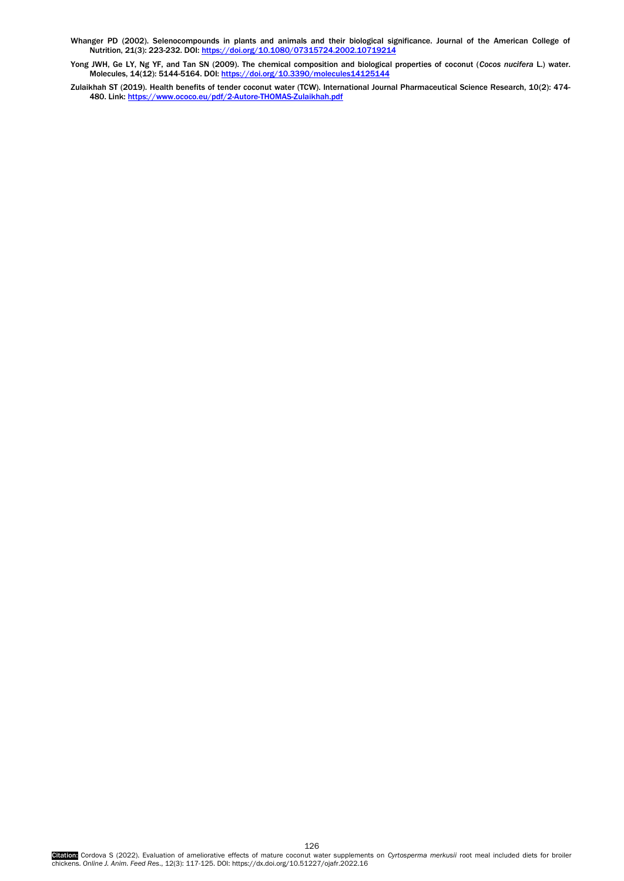Whanger PD (2002). Selenocompounds in plants and animals and their biological significance. Journal of the American College of Nutrition, 21(3): 223-232. DOI: https://doi.org/10.1080/07315724.2002.10719214

Yong JWH, Ge LY, Ng YF, and Tan SN (2009). The chemical composition and biological properties of coconut (*Cocos nucifera* L.) water. Molecules, 14(12): 5144-5164. DOI: https://doi.org/10.3390/molecules14125144

Zulaikhah ST (2019). Health benefits of tender coconut water (TCW). International Journal Pharmaceutical Science Research, 10(2): 474-480. Link: https://www.ococo.eu/pdf/2-Autore-THOMAS-Zulaikhah.pdf